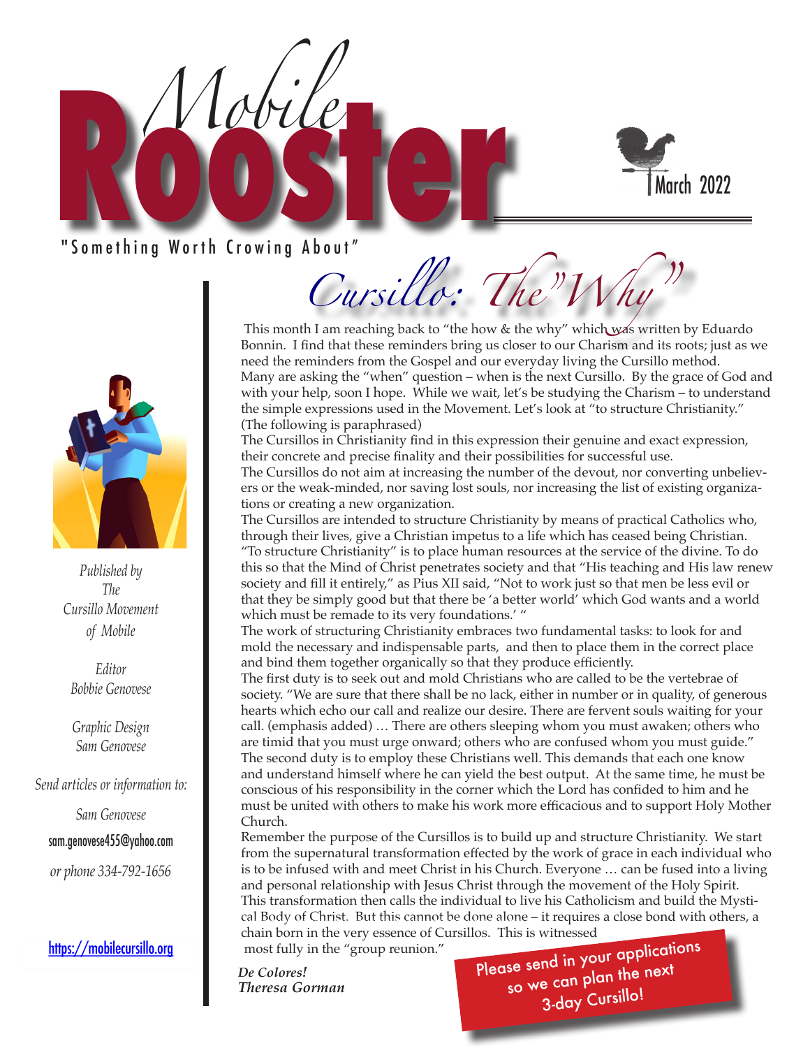# Mobile Rooster

March 2022

"Something Worth Crowing About"

*Published by*
*The*
*Cursillo Movement*
*of Mobile*

*Editor*
*Bobbie Genovese*

*Graphic Design*
*Sam Genovese*

*Send articles or information to:*

*Sam Genovese*

sam.genovese455@yahoo.com

*or phone 334-792-1656*

https://mobilecursillo.org

## Cursillo: The "Why"

This month I am reaching back to "the how & the why" which was written by Eduardo Bonnin. I find that these reminders bring us closer to our Charism and its roots; just as we need the reminders from the Gospel and our everyday living the Cursillo method. Many are asking the "when" question – when is the next Cursillo. By the grace of God and with your help, soon I hope. While we wait, let's be studying the Charism – to understand the simple expressions used in the Movement. Let's look at "to structure Christianity." (The following is paraphrased)

The Cursillos in Christianity find in this expression their genuine and exact expression, their concrete and precise finality and their possibilities for successful use.

The Cursillos do not aim at increasing the number of the devout, nor converting unbelievers or the weak-minded, nor saving lost souls, nor increasing the list of existing organizations or creating a new organization.

The Cursillos are intended to structure Christianity by means of practical Catholics who, through their lives, give a Christian impetus to a life which has ceased being Christian. "To structure Christianity" is to place human resources at the service of the divine. To do this so that the Mind of Christ penetrates society and that "His teaching and His law renew society and fill it entirely," as Pius XII said, "Not to work just so that men be less evil or that they be simply good but that there be 'a better world' which God wants and a world which must be remade to its very foundations.' "

The work of structuring Christianity embraces two fundamental tasks: to look for and mold the necessary and indispensable parts, and then to place them in the correct place and bind them together organically so that they produce efficiently.

The first duty is to seek out and mold Christians who are called to be the vertebrae of society. "We are sure that there shall be no lack, either in number or in quality, of generous hearts which echo our call and realize our desire. There are fervent souls waiting for your call. (emphasis added) … There are others sleeping whom you must awaken; others who are timid that you must urge onward; others who are confused whom you must guide."

The second duty is to employ these Christians well. This demands that each one know and understand himself where he can yield the best output. At the same time, he must be conscious of his responsibility in the corner which the Lord has confided to him and he must be united with others to make his work more efficacious and to support Holy Mother Church.

Remember the purpose of the Cursillos is to build up and structure Christianity. We start from the supernatural transformation effected by the work of grace in each individual who is to be infused with and meet Christ in his Church. Everyone … can be fused into a living and personal relationship with Jesus Christ through the movement of the Holy Spirit. This transformation then calls the individual to live his Catholicism and build the Mystical Body of Christ. But this cannot be done alone – it requires a close bond with others, a chain born in the very essence of Cursillos. This is witnessed most fully in the "group reunion."

***De Colores!***
***Theresa Gorman***

**Please send in your applications so we can plan the next 3-day Cursillo!**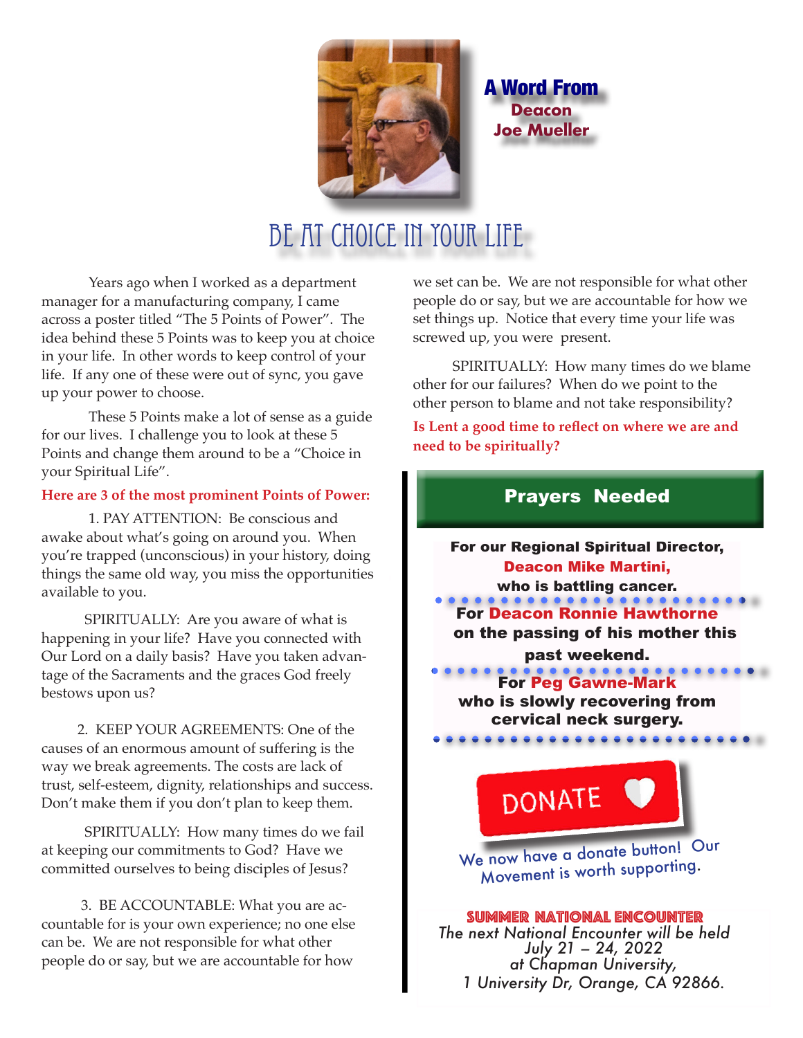## A Word From Deacon Joe Mueller

# BE AT CHOICE IN YOUR LIFE

Years ago when I worked as a department manager for a manufacturing company, I came across a poster titled "The 5 Points of Power". The idea behind these 5 Points was to keep you at choice in your life. In other words to keep control of your life. If any one of these were out of sync, you gave up your power to choose.

These 5 Points make a lot of sense as a guide for our lives. I challenge you to look at these 5 Points and change them around to be a "Choice in your Spiritual Life".

**Here are 3 of the most prominent Points of Power:**

1. PAY ATTENTION: Be conscious and awake about what's going on around you. When you're trapped (unconscious) in your history, doing things the same old way, you miss the opportunities available to you.

SPIRITUALLY: Are you aware of what is happening in your life? Have you connected with Our Lord on a daily basis? Have you taken advantage of the Sacraments and the graces God freely bestows upon us?

2. KEEP YOUR AGREEMENTS: One of the causes of an enormous amount of suffering is the way we break agreements. The costs are lack of trust, self-esteem, dignity, relationships and success. Don't make them if you don't plan to keep them.

SPIRITUALLY: How many times do we fail at keeping our commitments to God? Have we committed ourselves to being disciples of Jesus?

3. BE ACCOUNTABLE: What you are accountable for is your own experience; no one else can be. We are not responsible for what other people do or say, but we are accountable for how we set things up. Notice that every time your life was screwed up, you were present.

SPIRITUALLY: How many times do we blame other for our failures? When do we point to the other person to blame and not take responsibility?

**Is Lent a good time to reflect on where we are and need to be spiritually?**

## Prayers Needed

**For our Regional Spiritual Director, Deacon Mike Martini, who is battling cancer.**

**For Deacon Ronnie Hawthorne on the passing of his mother this past weekend.**

**For Peg Gawne-Mark who is slowly recovering from cervical neck surgery.**

DONATE

We now have a donate button! Our Movement is worth supporting.

**SUMMER NATIONAL ENCOUNTER**

*The next National Encounter will be held July 21 – 24, 2022 at Chapman University, 1 University Dr, Orange, CA 92866.*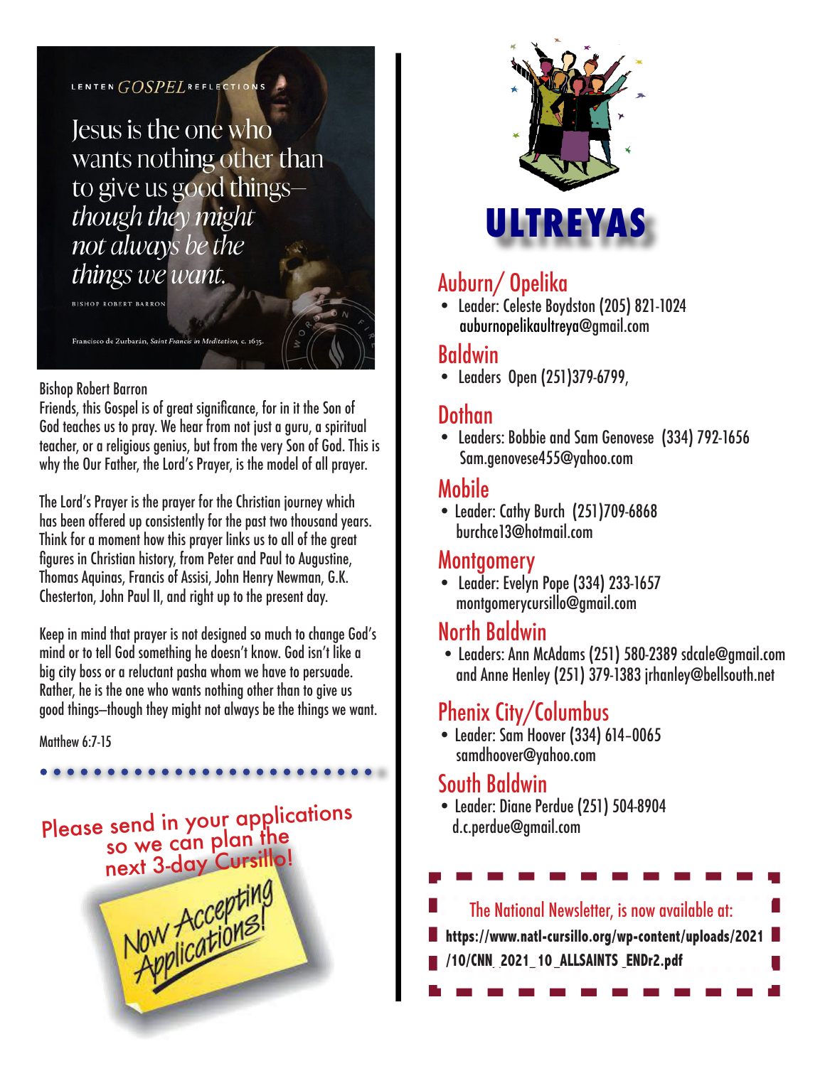LENTEN *GOSPEL* REFLECTIONS

Jesus is the one who wants nothing other than to give us good things— *though they might not always be the things we want.*

BISHOP ROBERT BARRON

Francisco de Zurbarán, *Saint Francis in Meditation*, c. 1635.

Bishop Robert Barron

Friends, this Gospel is of great significance, for in it the Son of God teaches us to pray. We hear from not just a guru, a spiritual teacher, or a religious genius, but from the very Son of God. This is why the Our Father, the Lord's Prayer, is the model of all prayer.

The Lord's Prayer is the prayer for the Christian journey which has been offered up consistently for the past two thousand years. Think for a moment how this prayer links us to all of the great figures in Christian history, from Peter and Paul to Augustine, Thomas Aquinas, Francis of Assisi, John Henry Newman, G.K. Chesterton, John Paul II, and right up to the present day.

Keep in mind that prayer is not designed so much to change God's mind or to tell God something he doesn't know. God isn't like a big city boss or a reluctant pasha whom we have to persuade. Rather, he is the one who wants nothing other than to give us good things—though they might not always be the things we want.

Matthew 6:7-15

Please send in your applications so we can plan the next 3-day Cursillo!

Now Accepting Applications!

# ULTREYAS

## Auburn/ Opelika

- Leader: Celeste Boydston (205) 821-1024 auburnopelikaultreya@gmail.com

## Baldwin

- Leaders Open (251)379-6799,

## Dothan

- Leaders: Bobbie and Sam Genovese (334) 792-1656 Sam.genovese455@yahoo.com

## Mobile

- Leader: Cathy Burch (251)709-6868 burchce13@hotmail.com

## Montgomery

- Leader: Evelyn Pope (334) 233-1657 montgomerycursillo@gmail.com

## North Baldwin

- Leaders: Ann McAdams (251) 580-2389 sdcale@gmail.com and Anne Henley (251) 379-1383 jrhanley@bellsouth.net

## Phenix City/Columbus

- Leader: Sam Hoover (334) 614-0065 samdhoover@yahoo.com

## South Baldwin

- Leader: Diane Perdue (251) 504-8904 d.c.perdue@gmail.com

The National Newsletter, is now available at:

**https://www.natl-cursillo.org/wp-content/uploads/2021/10/CNN_2021_10_ALLSAINTS_ENDr2.pdf**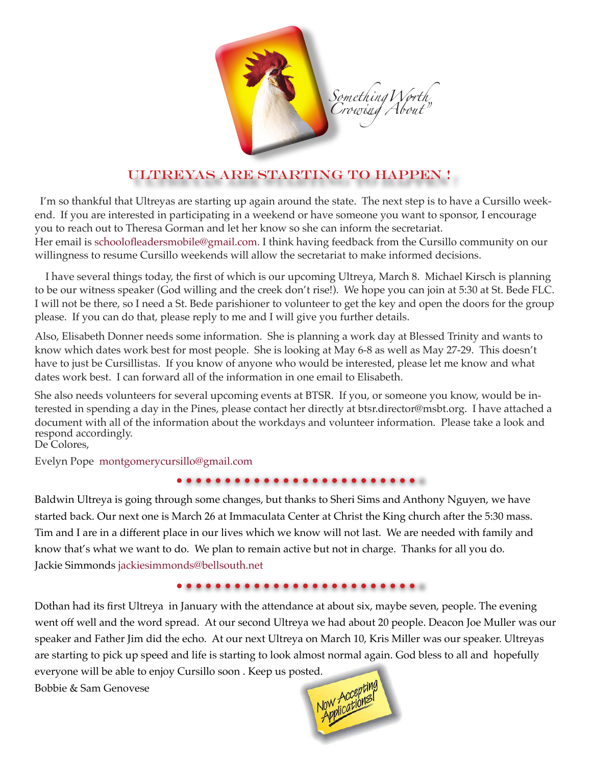"Something Worth Crowing About"

## ULTREYAS ARE STARTING TO HAPPEN !

I'm so thankful that Ultreyas are starting up again around the state. The next step is to have a Cursillo weekend. If you are interested in participating in a weekend or have someone you want to sponsor, I encourage you to reach out to Theresa Gorman and let her know so she can inform the secretariat. Her email is schoolofleadersmobile@gmail.com. I think having feedback from the Cursillo community on our willingness to resume Cursillo weekends will allow the secretariat to make informed decisions.

I have several things today, the first of which is our upcoming Ultreya, March 8. Michael Kirsch is planning to be our witness speaker (God willing and the creek don't rise!). We hope you can join at 5:30 at St. Bede FLC. I will not be there, so I need a St. Bede parishioner to volunteer to get the key and open the doors for the group please. If you can do that, please reply to me and I will give you further details.

Also, Elisabeth Donner needs some information. She is planning a work day at Blessed Trinity and wants to know which dates work best for most people. She is looking at May 6-8 as well as May 27-29. This doesn't have to just be Cursillistas. If you know of anyone who would be interested, please let me know and what dates work best. I can forward all of the information in one email to Elisabeth.

She also needs volunteers for several upcoming events at BTSR. If you, or someone you know, would be interested in spending a day in the Pines, please contact her directly at btsr.director@msbt.org. I have attached a document with all of the information about the workdays and volunteer information. Please take a look and respond accordingly.

De Colores,

Evelyn Pope montgomerycursillo@gmail.com

---

Baldwin Ultreya is going through some changes, but thanks to Sheri Sims and Anthony Nguyen, we have started back. Our next one is March 26 at Immaculata Center at Christ the King church after the 5:30 mass. Tim and I are in a different place in our lives which we know will not last. We are needed with family and know that's what we want to do. We plan to remain active but not in charge. Thanks for all you do.

Jackie Simmonds jackiesimmonds@bellsouth.net

---

Dothan had its first Ultreya in January with the attendance at about six, maybe seven, people. The evening went off well and the word spread. At our second Ultreya we had about 20 people. Deacon Joe Muller was our speaker and Father Jim did the echo. At our next Ultreya on March 10, Kris Miller was our speaker. Ultreyas are starting to pick up speed and life is starting to look almost normal again. God bless to all and hopefully everyone will be able to enjoy Cursillo soon . Keep us posted.

Bobbie & Sam Genovese

Now Accepting Applications!